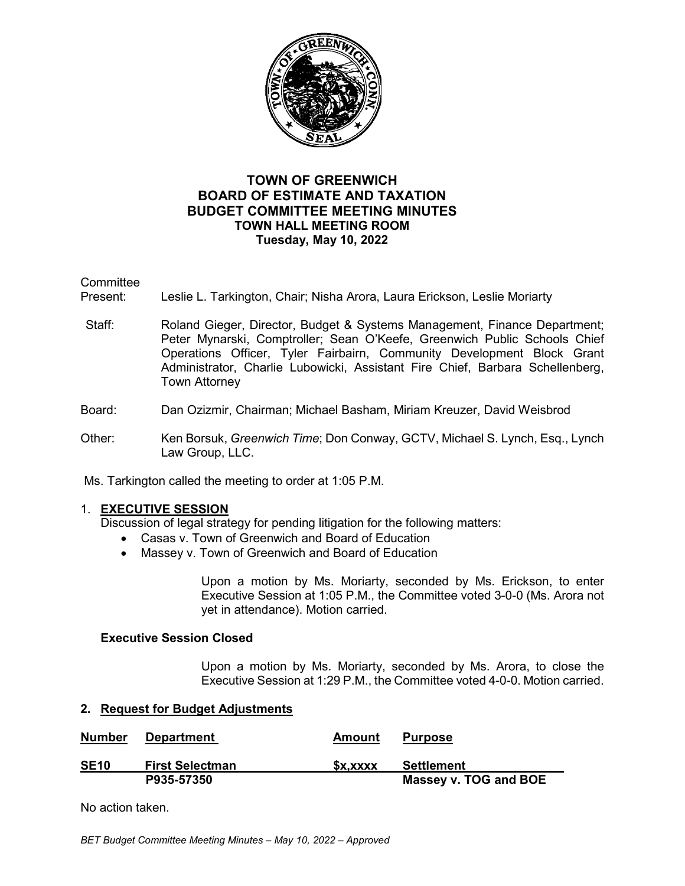# TOWN OF GREENWICH
# BOARD OF ESTIMATE AND TAXATION
# BUDGET COMMITTEE MEETING MINUTES
## TOWN HALL MEETING ROOM
## Tuesday, May 10, 2022

Committee
Present: Leslie L. Tarkington, Chair; Nisha Arora, Laura Erickson, Leslie Moriarty

Staff: Roland Gieger, Director, Budget & Systems Management, Finance Department; Peter Mynarski, Comptroller; Sean O'Keefe, Greenwich Public Schools Chief Operations Officer, Tyler Fairbairn, Community Development Block Grant Administrator, Charlie Lubowicki, Assistant Fire Chief, Barbara Schellenberg, Town Attorney

Board: Dan Ozizmir, Chairman; Michael Basham, Miriam Kreuzer, David Weisbrod

Other: Ken Borsuk, *Greenwich Time*; Don Conway, GCTV, Michael S. Lynch, Esq., Lynch Law Group, LLC.

Ms. Tarkington called the meeting to order at 1:05 P.M.

1. **EXECUTIVE SESSION**
   Discussion of legal strategy for pending litigation for the following matters:
   - Casas v. Town of Greenwich and Board of Education
   - Massey v. Town of Greenwich and Board of Education

   Upon a motion by Ms. Moriarty, seconded by Ms. Erickson, to enter Executive Session at 1:05 P.M., the Committee voted 3-0-0 (Ms. Arora not yet in attendance). Motion carried.

   **Executive Session Closed**

   Upon a motion by Ms. Moriarty, seconded by Ms. Arora, to close the Executive Session at 1:29 P.M., the Committee voted 4-0-0. Motion carried.

2. **Request for Budget Adjustments**

| Number | Department | Amount | Purpose |
|---|---|---|---|
| **SE10** | **First Selectman** **P935-57350** | **$x,xxxx** | **Settlement** **Massey v. TOG and BOE** |

No action taken.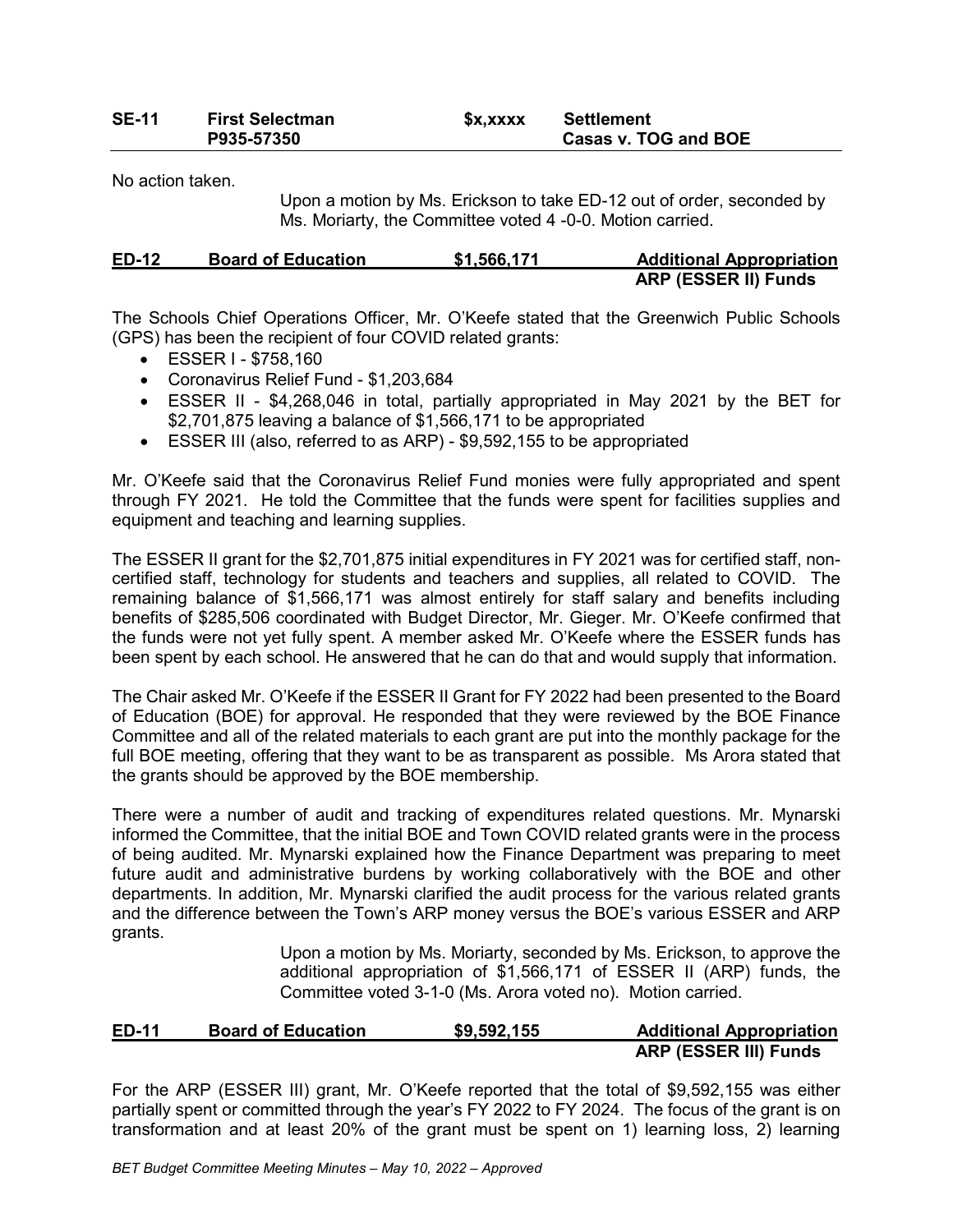| SE-11 | First Selectman P935-57350 | $x,xxxx | Settlement Casas v. TOG and BOE |
|---|---|---|---|

No action taken.

Upon a motion by Ms. Erickson to take ED-12 out of order, seconded by Ms. Moriarty, the Committee voted 4 -0-0. Motion carried.

| ED-12 | Board of Education | $1,566,171 | Additional Appropriation ARP (ESSER II) Funds |
|---|---|---|---|

The Schools Chief Operations Officer, Mr. O'Keefe stated that the Greenwich Public Schools (GPS) has been the recipient of four COVID related grants:

- ESSER I - $758,160
- Coronavirus Relief Fund - $1,203,684
- ESSER II - $4,268,046 in total, partially appropriated in May 2021 by the BET for $2,701,875 leaving a balance of $1,566,171 to be appropriated
- ESSER III (also, referred to as ARP) - $9,592,155 to be appropriated

Mr. O'Keefe said that the Coronavirus Relief Fund monies were fully appropriated and spent through FY 2021. He told the Committee that the funds were spent for facilities supplies and equipment and teaching and learning supplies.

The ESSER II grant for the $2,701,875 initial expenditures in FY 2021 was for certified staff, non-certified staff, technology for students and teachers and supplies, all related to COVID. The remaining balance of $1,566,171 was almost entirely for staff salary and benefits including benefits of $285,506 coordinated with Budget Director, Mr. Gieger. Mr. O'Keefe confirmed that the funds were not yet fully spent. A member asked Mr. O'Keefe where the ESSER funds has been spent by each school. He answered that he can do that and would supply that information.

The Chair asked Mr. O'Keefe if the ESSER II Grant for FY 2022 had been presented to the Board of Education (BOE) for approval. He responded that they were reviewed by the BOE Finance Committee and all of the related materials to each grant are put into the monthly package for the full BOE meeting, offering that they want to be as transparent as possible. Ms Arora stated that the grants should be approved by the BOE membership.

There were a number of audit and tracking of expenditures related questions. Mr. Mynarski informed the Committee, that the initial BOE and Town COVID related grants were in the process of being audited. Mr. Mynarski explained how the Finance Department was preparing to meet future audit and administrative burdens by working collaboratively with the BOE and other departments. In addition, Mr. Mynarski clarified the audit process for the various related grants and the difference between the Town's ARP money versus the BOE's various ESSER and ARP grants.

Upon a motion by Ms. Moriarty, seconded by Ms. Erickson, to approve the additional appropriation of $1,566,171 of ESSER II (ARP) funds, the Committee voted 3-1-0 (Ms. Arora voted no). Motion carried.

| ED-11 | Board of Education | $9,592,155 | Additional Appropriation ARP (ESSER III) Funds |
|---|---|---|---|

For the ARP (ESSER III) grant, Mr. O'Keefe reported that the total of $9,592,155 was either partially spent or committed through the year's FY 2022 to FY 2024. The focus of the grant is on transformation and at least 20% of the grant must be spent on 1) learning loss, 2) learning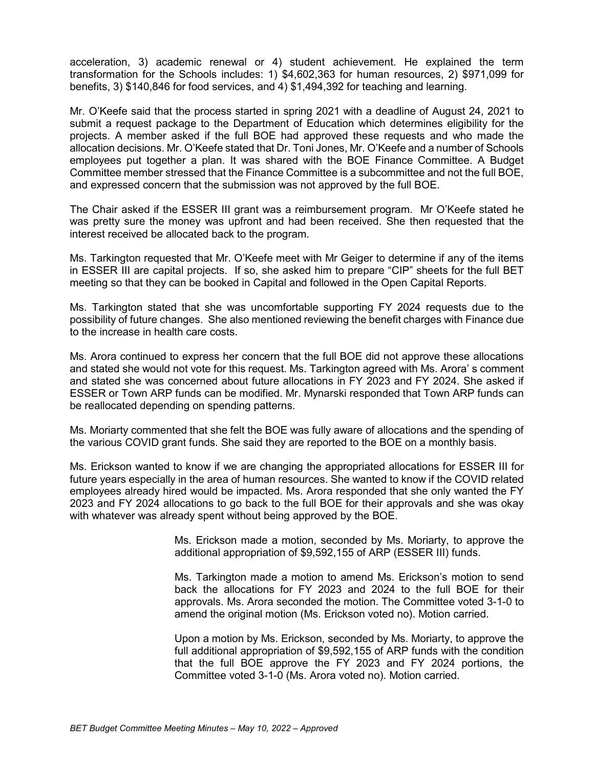acceleration, 3) academic renewal or 4) student achievement. He explained the term transformation for the Schools includes: 1) $4,602,363 for human resources, 2) $971,099 for benefits, 3) $140,846 for food services, and 4) $1,494,392 for teaching and learning.

Mr. O'Keefe said that the process started in spring 2021 with a deadline of August 24, 2021 to submit a request package to the Department of Education which determines eligibility for the projects. A member asked if the full BOE had approved these requests and who made the allocation decisions. Mr. O'Keefe stated that Dr. Toni Jones, Mr. O'Keefe and a number of Schools employees put together a plan. It was shared with the BOE Finance Committee. A Budget Committee member stressed that the Finance Committee is a subcommittee and not the full BOE, and expressed concern that the submission was not approved by the full BOE.

The Chair asked if the ESSER III grant was a reimbursement program. Mr O'Keefe stated he was pretty sure the money was upfront and had been received. She then requested that the interest received be allocated back to the program.

Ms. Tarkington requested that Mr. O'Keefe meet with Mr Geiger to determine if any of the items in ESSER III are capital projects. If so, she asked him to prepare "CIP" sheets for the full BET meeting so that they can be booked in Capital and followed in the Open Capital Reports.

Ms. Tarkington stated that she was uncomfortable supporting FY 2024 requests due to the possibility of future changes. She also mentioned reviewing the benefit charges with Finance due to the increase in health care costs.

Ms. Arora continued to express her concern that the full BOE did not approve these allocations and stated she would not vote for this request. Ms. Tarkington agreed with Ms. Arora' s comment and stated she was concerned about future allocations in FY 2023 and FY 2024. She asked if ESSER or Town ARP funds can be modified. Mr. Mynarski responded that Town ARP funds can be reallocated depending on spending patterns.

Ms. Moriarty commented that she felt the BOE was fully aware of allocations and the spending of the various COVID grant funds. She said they are reported to the BOE on a monthly basis.

Ms. Erickson wanted to know if we are changing the appropriated allocations for ESSER III for future years especially in the area of human resources. She wanted to know if the COVID related employees already hired would be impacted. Ms. Arora responded that she only wanted the FY 2023 and FY 2024 allocations to go back to the full BOE for their approvals and she was okay with whatever was already spent without being approved by the BOE.

Ms. Erickson made a motion, seconded by Ms. Moriarty, to approve the additional appropriation of $9,592,155 of ARP (ESSER III) funds.

Ms. Tarkington made a motion to amend Ms. Erickson's motion to send back the allocations for FY 2023 and 2024 to the full BOE for their approvals. Ms. Arora seconded the motion. The Committee voted 3-1-0 to amend the original motion (Ms. Erickson voted no). Motion carried.

Upon a motion by Ms. Erickson, seconded by Ms. Moriarty, to approve the full additional appropriation of $9,592,155 of ARP funds with the condition that the full BOE approve the FY 2023 and FY 2024 portions, the Committee voted 3-1-0 (Ms. Arora voted no). Motion carried.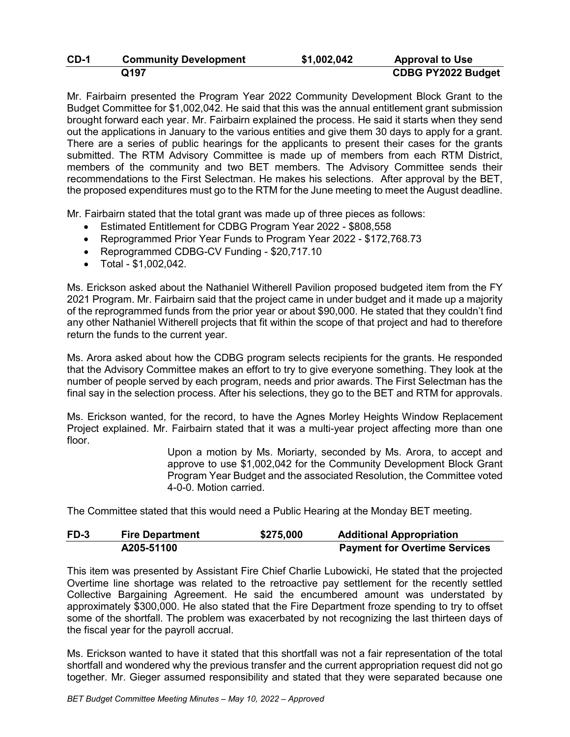| CD-1 | Community Development | $1,002,042 | Approval to Use |
| --- | --- | --- | --- |
| | Q197 | | CDBG PY2022 Budget |

Mr. Fairbairn presented the Program Year 2022 Community Development Block Grant to the Budget Committee for $1,002,042. He said that this was the annual entitlement grant submission brought forward each year. Mr. Fairbairn explained the process. He said it starts when they send out the applications in January to the various entities and give them 30 days to apply for a grant. There are a series of public hearings for the applicants to present their cases for the grants submitted. The RTM Advisory Committee is made up of members from each RTM District, members of the community and two BET members. The Advisory Committee sends their recommendations to the First Selectman. He makes his selections. After approval by the BET, the proposed expenditures must go to the RTM for the June meeting to meet the August deadline.

Mr. Fairbairn stated that the total grant was made up of three pieces as follows:

- Estimated Entitlement for CDBG Program Year 2022 - $808,558
- Reprogrammed Prior Year Funds to Program Year 2022 - $172,768.73
- Reprogrammed CDBG-CV Funding - $20,717.10
- Total - $1,002,042.

Ms. Erickson asked about the Nathaniel Witherell Pavilion proposed budgeted item from the FY 2021 Program. Mr. Fairbairn said that the project came in under budget and it made up a majority of the reprogrammed funds from the prior year or about $90,000. He stated that they couldn't find any other Nathaniel Witherell projects that fit within the scope of that project and had to therefore return the funds to the current year.

Ms. Arora asked about how the CDBG program selects recipients for the grants. He responded that the Advisory Committee makes an effort to try to give everyone something. They look at the number of people served by each program, needs and prior awards. The First Selectman has the final say in the selection process. After his selections, they go to the BET and RTM for approvals.

Ms. Erickson wanted, for the record, to have the Agnes Morley Heights Window Replacement Project explained. Mr. Fairbairn stated that it was a multi-year project affecting more than one floor.

> Upon a motion by Ms. Moriarty, seconded by Ms. Arora, to accept and approve to use $1,002,042 for the Community Development Block Grant Program Year Budget and the associated Resolution, the Committee voted 4-0-0. Motion carried.

The Committee stated that this would need a Public Hearing at the Monday BET meeting.

| FD-3 | Fire Department | $275,000 | Additional Appropriation |
| --- | --- | --- | --- |
| | A205-51100 | | Payment for Overtime Services |

This item was presented by Assistant Fire Chief Charlie Lubowicki, He stated that the projected Overtime line shortage was related to the retroactive pay settlement for the recently settled Collective Bargaining Agreement. He said the encumbered amount was understated by approximately $300,000. He also stated that the Fire Department froze spending to try to offset some of the shortfall. The problem was exacerbated by not recognizing the last thirteen days of the fiscal year for the payroll accrual.

Ms. Erickson wanted to have it stated that this shortfall was not a fair representation of the total shortfall and wondered why the previous transfer and the current appropriation request did not go together. Mr. Gieger assumed responsibility and stated that they were separated because one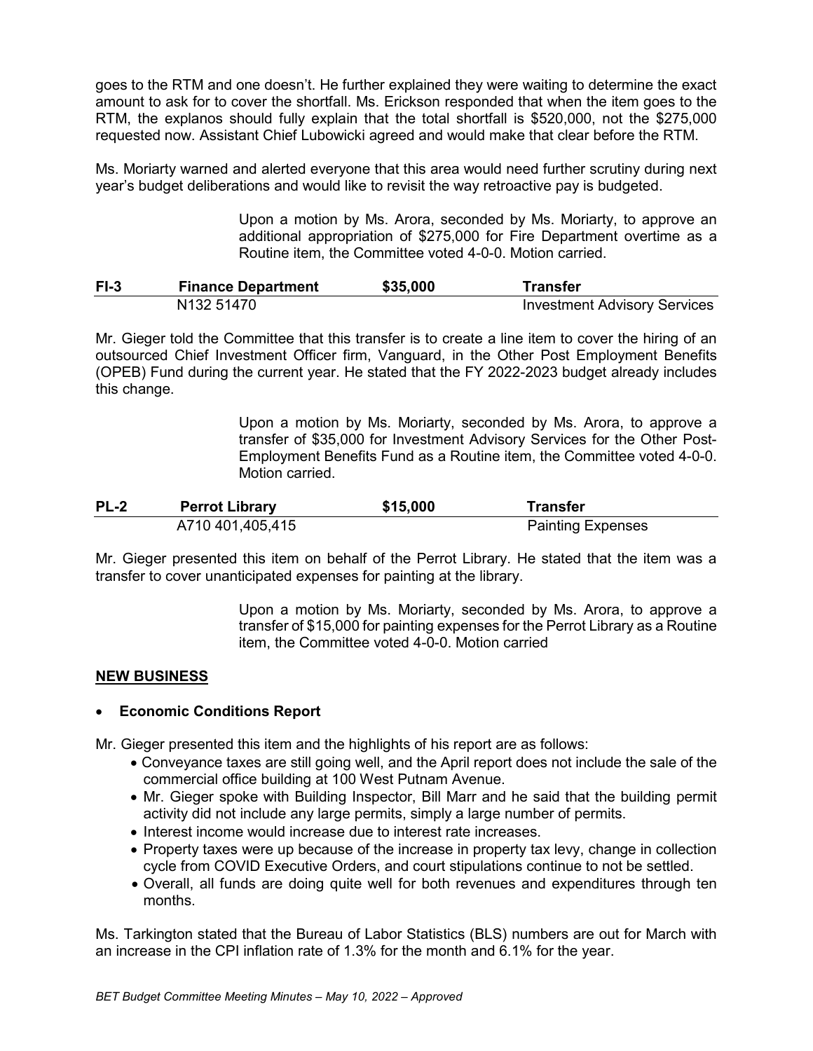goes to the RTM and one doesn't. He further explained they were waiting to determine the exact amount to ask for to cover the shortfall. Ms. Erickson responded that when the item goes to the RTM, the explanos should fully explain that the total shortfall is $520,000, not the $275,000 requested now. Assistant Chief Lubowicki agreed and would make that clear before the RTM.

Ms. Moriarty warned and alerted everyone that this area would need further scrutiny during next year's budget deliberations and would like to revisit the way retroactive pay is budgeted.

> Upon a motion by Ms. Arora, seconded by Ms. Moriarty, to approve an additional appropriation of $275,000 for Fire Department overtime as a Routine item, the Committee voted 4-0-0. Motion carried.

| FI-3 | Finance Department | $35,000 | Transfer |
|---|---|---|---|
| | N132 51470 | | Investment Advisory Services |

Mr. Gieger told the Committee that this transfer is to create a line item to cover the hiring of an outsourced Chief Investment Officer firm, Vanguard, in the Other Post Employment Benefits (OPEB) Fund during the current year. He stated that the FY 2022-2023 budget already includes this change.

> Upon a motion by Ms. Moriarty, seconded by Ms. Arora, to approve a transfer of $35,000 for Investment Advisory Services for the Other Post-Employment Benefits Fund as a Routine item, the Committee voted 4-0-0. Motion carried.

| PL-2 | Perrot Library | $15,000 | Transfer |
|---|---|---|---|
| | A710 401,405,415 | | Painting Expenses |

Mr. Gieger presented this item on behalf of the Perrot Library. He stated that the item was a transfer to cover unanticipated expenses for painting at the library.

> Upon a motion by Ms. Moriarty, seconded by Ms. Arora, to approve a transfer of $15,000 for painting expenses for the Perrot Library as a Routine item, the Committee voted 4-0-0. Motion carried

## NEW BUSINESS

- **Economic Conditions Report**

Mr. Gieger presented this item and the highlights of his report are as follows:

- Conveyance taxes are still going well, and the April report does not include the sale of the commercial office building at 100 West Putnam Avenue.
- Mr. Gieger spoke with Building Inspector, Bill Marr and he said that the building permit activity did not include any large permits, simply a large number of permits.
- Interest income would increase due to interest rate increases.
- Property taxes were up because of the increase in property tax levy, change in collection cycle from COVID Executive Orders, and court stipulations continue to not be settled.
- Overall, all funds are doing quite well for both revenues and expenditures through ten months.

Ms. Tarkington stated that the Bureau of Labor Statistics (BLS) numbers are out for March with an increase in the CPI inflation rate of 1.3% for the month and 6.1% for the year.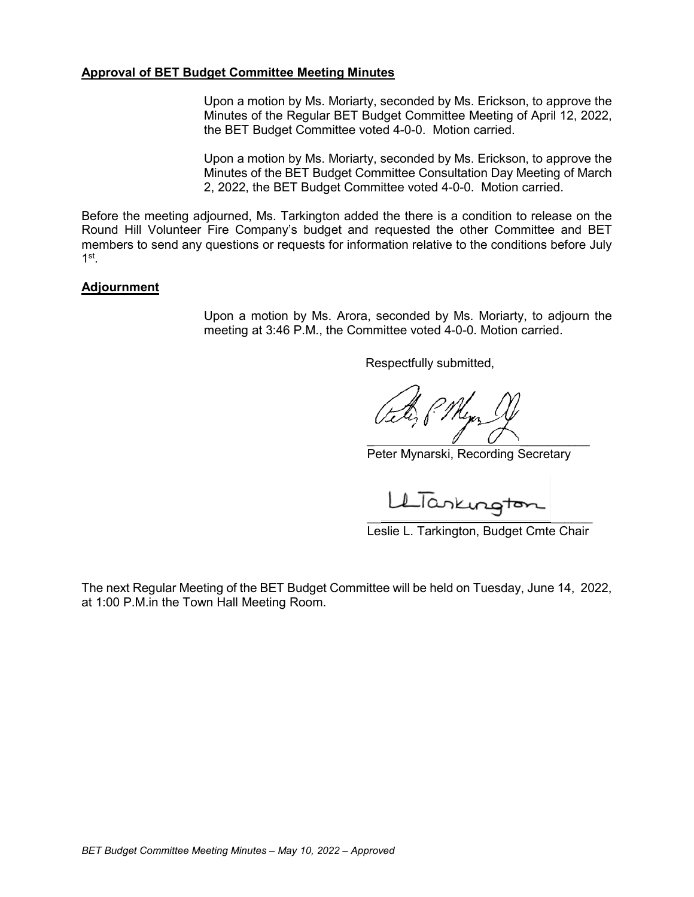**Approval of BET Budget Committee Meeting Minutes**

Upon a motion by Ms. Moriarty, seconded by Ms. Erickson, to approve the Minutes of the Regular BET Budget Committee Meeting of April 12, 2022, the BET Budget Committee voted 4-0-0. Motion carried.

Upon a motion by Ms. Moriarty, seconded by Ms. Erickson, to approve the Minutes of the BET Budget Committee Consultation Day Meeting of March 2, 2022, the BET Budget Committee voted 4-0-0. Motion carried.

Before the meeting adjourned, Ms. Tarkington added the there is a condition to release on the Round Hill Volunteer Fire Company's budget and requested the other Committee and BET members to send any questions or requests for information relative to the conditions before July 1st.

**Adjournment**

Upon a motion by Ms. Arora, seconded by Ms. Moriarty, to adjourn the meeting at 3:46 P.M., the Committee voted 4-0-0. Motion carried.

Respectfully submitted,

Peter Mynarski, Recording Secretary

Leslie L. Tarkington, Budget Cmte Chair

The next Regular Meeting of the BET Budget Committee will be held on Tuesday, June 14, 2022, at 1:00 P.M.in the Town Hall Meeting Room.